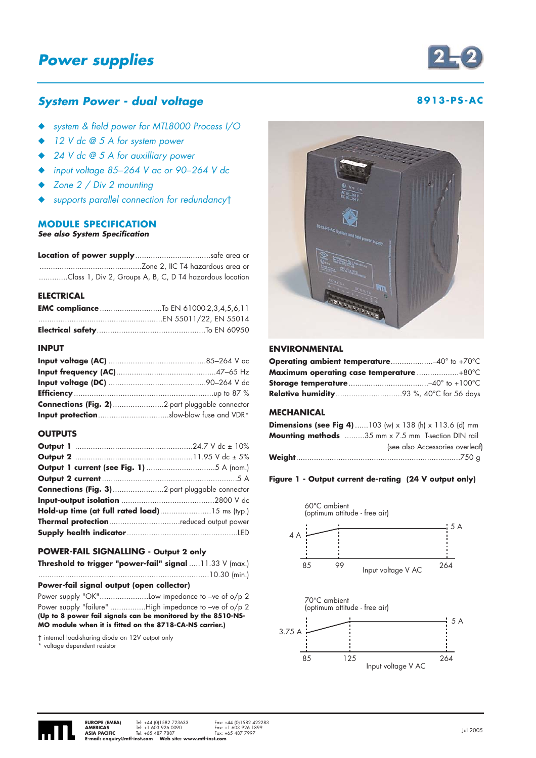# Power supplies

## System Power - dual voltage

**8913-PS-AC**

- *system & field power for MTL8000 Process I/O*
- *12 V dc @ 5 A for system power*
- *24 V dc @ 5 A for auxilliary power*
- *input voltage 85–264 V ac or 90–264 V dc*
- *Zone 2 / Div 2 mounting*
- *supports parallel connection for redundancy†*

## MODULE SPECIFICATION

***See also System Specification***

**Location of power supply**..................................safe area or
..............................................Zone 2, IIC T4 hazardous area or
.............Class 1, Div 2, Groups A, B, C, D T4 hazardous location

### ELECTRICAL

**EMC compliance**............................To EN 61000-2,3,4,5,6,11
.......................................................EN 55011/22, EN 55014
**Electrical safety**.................................................To EN 60950

### INPUT

**Input voltage (AC)**............................................85–264 V ac
**Input frequency (AC)**.............................................47–65 Hz
**Input voltage (DC)**............................................90–264 V dc
**Efficiency**...............................................................up to 87 %
**Connections (Fig. 2)**.......................2-part pluggable connector
**Input protection**................................slow-blow fuse and VDR*

### OUTPUTS

**Output 1**....................................................24.7 V dc ± 10%
**Output 2**....................................................11.95 V dc ± 5%
**Output 1 current (see Fig. 1)**...............................5 A (nom.)
**Output 2 current**............................................................5 A
**Connections (Fig. 3)**.......................2-part pluggable connector
**Input-output isolation**..........................................2800 V dc
**Hold-up time (at full rated load)**.......................15 ms (typ.)
**Thermal protection**................................reduced output power
**Supply health indicator**..................................................LED

### POWER-FAIL SIGNALLING - Output 2 only

**Threshold to trigger "power-fail" signal**.....11.33 V (max.)
.............................................................................10.30 (min.)

**Power-fail signal output (open collector)**

Power supply "OK"......................Low impedance to –ve of o/p 2
Power supply "failure"................High impedance to –ve of o/p 2
**(Up to 8 power fail signals can be monitored by the 8510-NS-MO module when it is fitted on the 8718-CA-NS carrier.)**

† internal load-sharing diode on 12V output only
\* voltage dependent resistor

### ENVIRONMENTAL

**Operating ambient temperature**...................–40° to +70°C
**Maximum operating case temperature**...................+80°C
**Storage temperature**....................................–40° to +100°C
**Relative humidity**..............................93 %, 40°C for 56 days

### MECHANICAL

**Dimensions (see Fig 4)**......103 (w) x 138 (h) x 113.6 (d) mm
**Mounting methods**.........35 mm x 7.5 mm T-section DIN rail
(see also Accessories overleaf)
**Weight**.........................................................................750 g

**Figure 1 - Output current de-rating (24 V output only)**

60°C ambient
(optimum attitude - free air)

4 A — 5 A; 85 — 99 — 264; Input voltage V AC

70°C ambient
(optimum attitude - free air)

3.75 A — 5 A; 85 — 125 — 264; Input voltage V AC

Jul 2005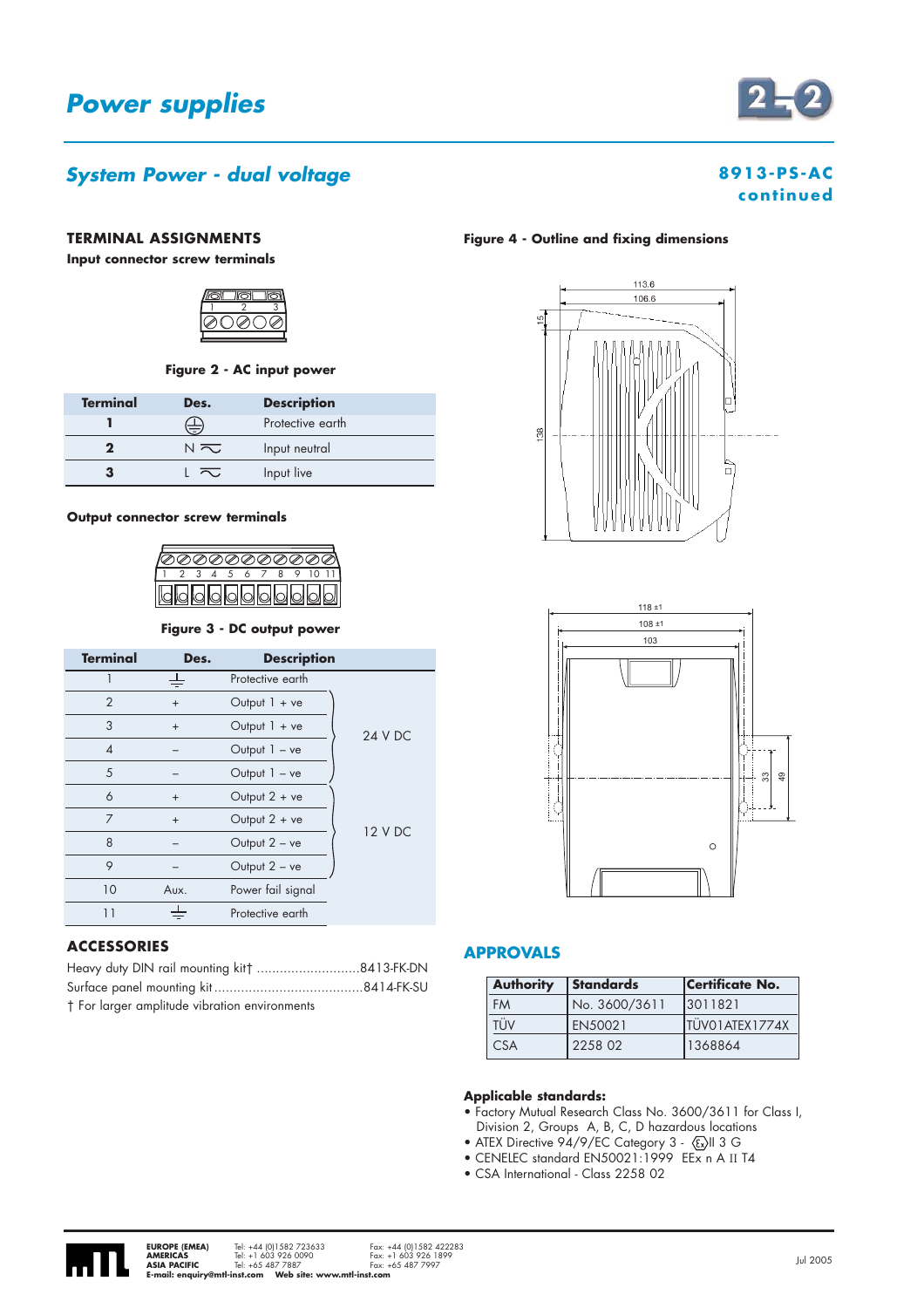# Power supplies

## System Power - dual voltage

**8913-PS-AC continued**

### TERMINAL ASSIGNMENTS

**Input connector screw terminals**

1 2 3

**Figure 2 - AC input power**

| Terminal | Des. | Description |
|---|---|---|
| 1 | ⏚ | Protective earth |
| 2 | N ∼ | Input neutral |
| 3 | L ∼ | Input live |

**Output connector screw terminals**

1 2 3 4 5 6 7 8 9 10 11

**Figure 3 - DC output power**

| Terminal | Des. | Description | |
|---|---|---|---|
| 1 | ⏚ | Protective earth | |
| 2 | + | Output 1 + ve | 24 V DC |
| 3 | + | Output 1 + ve | 24 V DC |
| 4 | – | Output 1 – ve | 24 V DC |
| 5 | – | Output 1 – ve | 24 V DC |
| 6 | + | Output 2 + ve | 12 V DC |
| 7 | + | Output 2 + ve | 12 V DC |
| 8 | – | Output 2 – ve | 12 V DC |
| 9 | – | Output 2 – ve | 12 V DC |
| 10 | Aux. | Power fail signal | |
| 11 | ⏚ | Protective earth | |

### ACCESSORIES

Heavy duty DIN rail mounting kit† ...........................8413-FK-DN

Surface panel mounting kit.......................................8414-FK-SU

† For larger amplitude vibration environments

**Figure 4 - Outline and fixing dimensions**

113.6
106.6
15
138

118 ±1
108 ±1
103
33
49

### APPROVALS

| Authority | Standards | Certificate No. |
|---|---|---|
| FM | No. 3600/3611 | 3011821 |
| TÜV | EN50021 | TÜV01ATEX1774X |
| CSA | 2258 02 | 1368864 |

**Applicable standards:**

- Factory Mutual Research Class No. 3600/3611 for Class I, Division 2, Groups A, B, C, D hazardous locations
- ATEX Directive 94/9/EC Category 3 - ⟨Ex⟩II 3 G
- CENELEC standard EN50021:1999 EEx n A II T4
- CSA International - Class 2258 02

**EUROPE (EMEA)** Tel: +44 (0)1582 723633 Fax: +44 (0)1582 422283
**AMERICAS** Tel: +1 603 926 0090 Fax: +1 603 926 1899
**ASIA PACIFIC** Tel: +65 487 7887 Fax: +65 487 7997
**E-mail: enquiry@mtl-inst.com Web site: www.mtl-inst.com**

Jul 2005